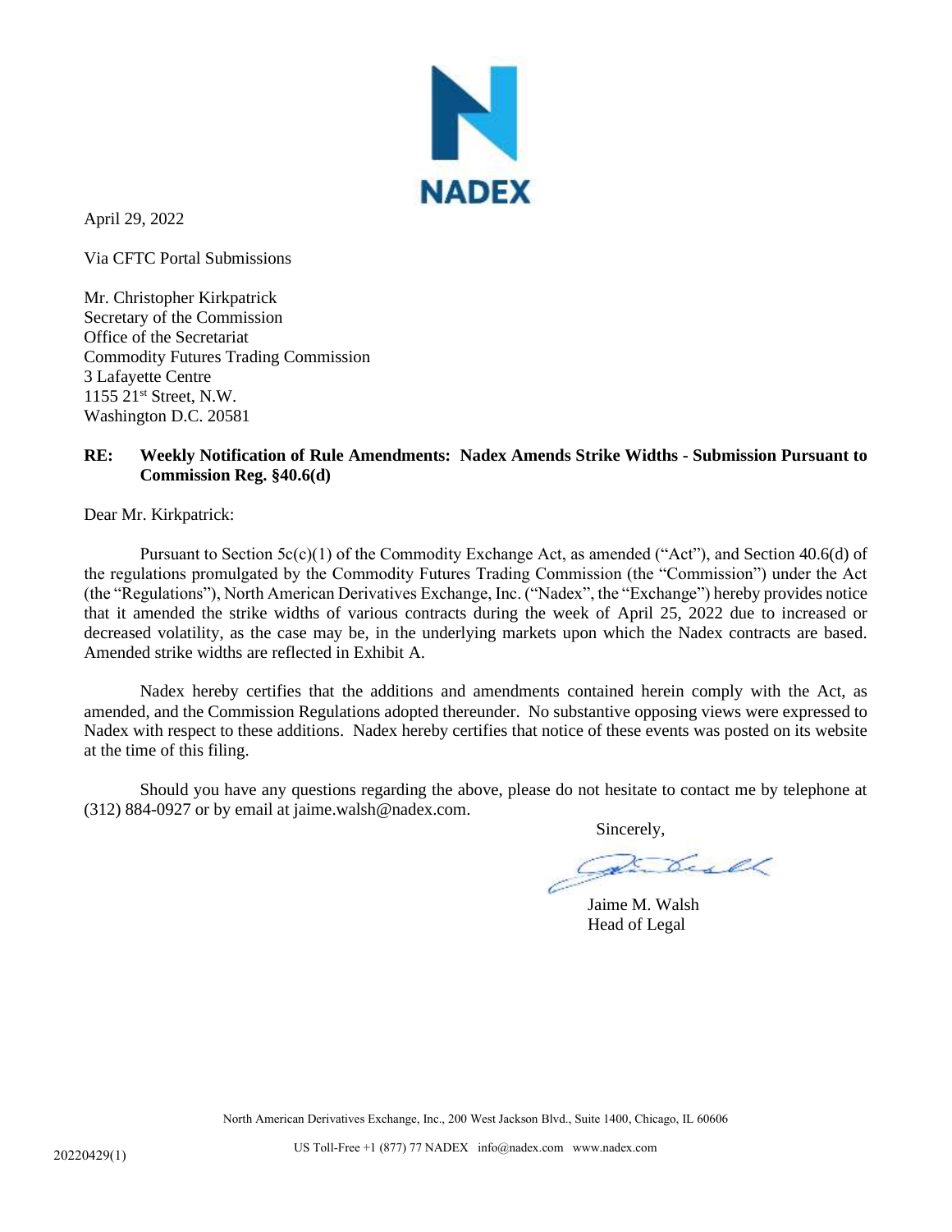**NADEX**

April 29, 2022

Via CFTC Portal Submissions

Mr. Christopher Kirkpatrick
Secretary of the Commission
Office of the Secretariat
Commodity Futures Trading Commission
3 Lafayette Centre
1155 21st Street, N.W.
Washington D.C. 20581

**RE: Weekly Notification of Rule Amendments: Nadex Amends Strike Widths - Submission Pursuant to Commission Reg. §40.6(d)**

Dear Mr. Kirkpatrick:

Pursuant to Section 5c(c)(1) of the Commodity Exchange Act, as amended ("Act"), and Section 40.6(d) of the regulations promulgated by the Commodity Futures Trading Commission (the "Commission") under the Act (the "Regulations"), North American Derivatives Exchange, Inc. ("Nadex", the "Exchange") hereby provides notice that it amended the strike widths of various contracts during the week of April 25, 2022 due to increased or decreased volatility, as the case may be, in the underlying markets upon which the Nadex contracts are based. Amended strike widths are reflected in Exhibit A.

Nadex hereby certifies that the additions and amendments contained herein comply with the Act, as amended, and the Commission Regulations adopted thereunder. No substantive opposing views were expressed to Nadex with respect to these additions. Nadex hereby certifies that notice of these events was posted on its website at the time of this filing.

Should you have any questions regarding the above, please do not hesitate to contact me by telephone at (312) 884-0927 or by email at jaime.walsh@nadex.com.

Sincerely,

Jaime M. Walsh
Head of Legal

North American Derivatives Exchange, Inc., 200 West Jackson Blvd., Suite 1400, Chicago, IL 60606

US Toll-Free +1 (877) 77 NADEX info@nadex.com www.nadex.com

20220429(1)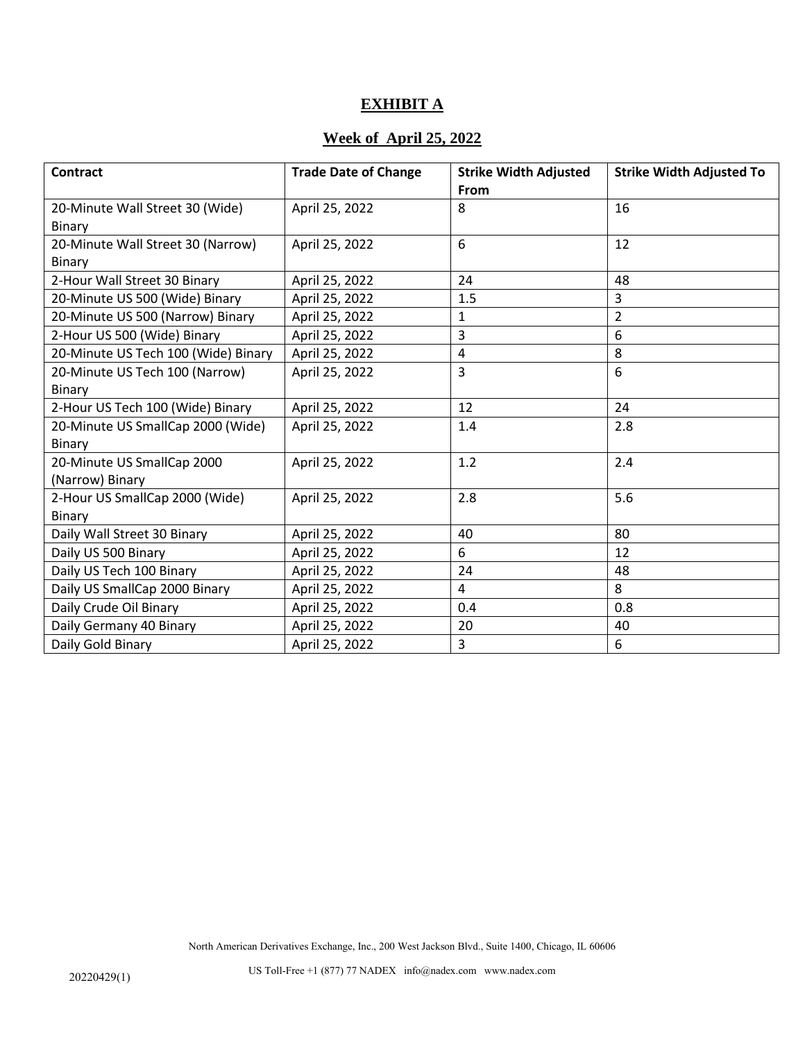# EXHIBIT A

## Week of April 25, 2022

| Contract | Trade Date of Change | Strike Width Adjusted From | Strike Width Adjusted To |
|---|---|---|---|
| 20-Minute Wall Street 30 (Wide) Binary | April 25, 2022 | 8 | 16 |
| 20-Minute Wall Street 30 (Narrow) Binary | April 25, 2022 | 6 | 12 |
| 2-Hour Wall Street 30 Binary | April 25, 2022 | 24 | 48 |
| 20-Minute US 500 (Wide) Binary | April 25, 2022 | 1.5 | 3 |
| 20-Minute US 500 (Narrow) Binary | April 25, 2022 | 1 | 2 |
| 2-Hour US 500 (Wide) Binary | April 25, 2022 | 3 | 6 |
| 20-Minute US Tech 100 (Wide) Binary | April 25, 2022 | 4 | 8 |
| 20-Minute US Tech 100 (Narrow) Binary | April 25, 2022 | 3 | 6 |
| 2-Hour US Tech 100 (Wide) Binary | April 25, 2022 | 12 | 24 |
| 20-Minute US SmallCap 2000 (Wide) Binary | April 25, 2022 | 1.4 | 2.8 |
| 20-Minute US SmallCap 2000 (Narrow) Binary | April 25, 2022 | 1.2 | 2.4 |
| 2-Hour US SmallCap 2000 (Wide) Binary | April 25, 2022 | 2.8 | 5.6 |
| Daily Wall Street 30 Binary | April 25, 2022 | 40 | 80 |
| Daily US 500 Binary | April 25, 2022 | 6 | 12 |
| Daily US Tech 100 Binary | April 25, 2022 | 24 | 48 |
| Daily US SmallCap 2000 Binary | April 25, 2022 | 4 | 8 |
| Daily Crude Oil Binary | April 25, 2022 | 0.4 | 0.8 |
| Daily Germany 40 Binary | April 25, 2022 | 20 | 40 |
| Daily Gold Binary | April 25, 2022 | 3 | 6 |